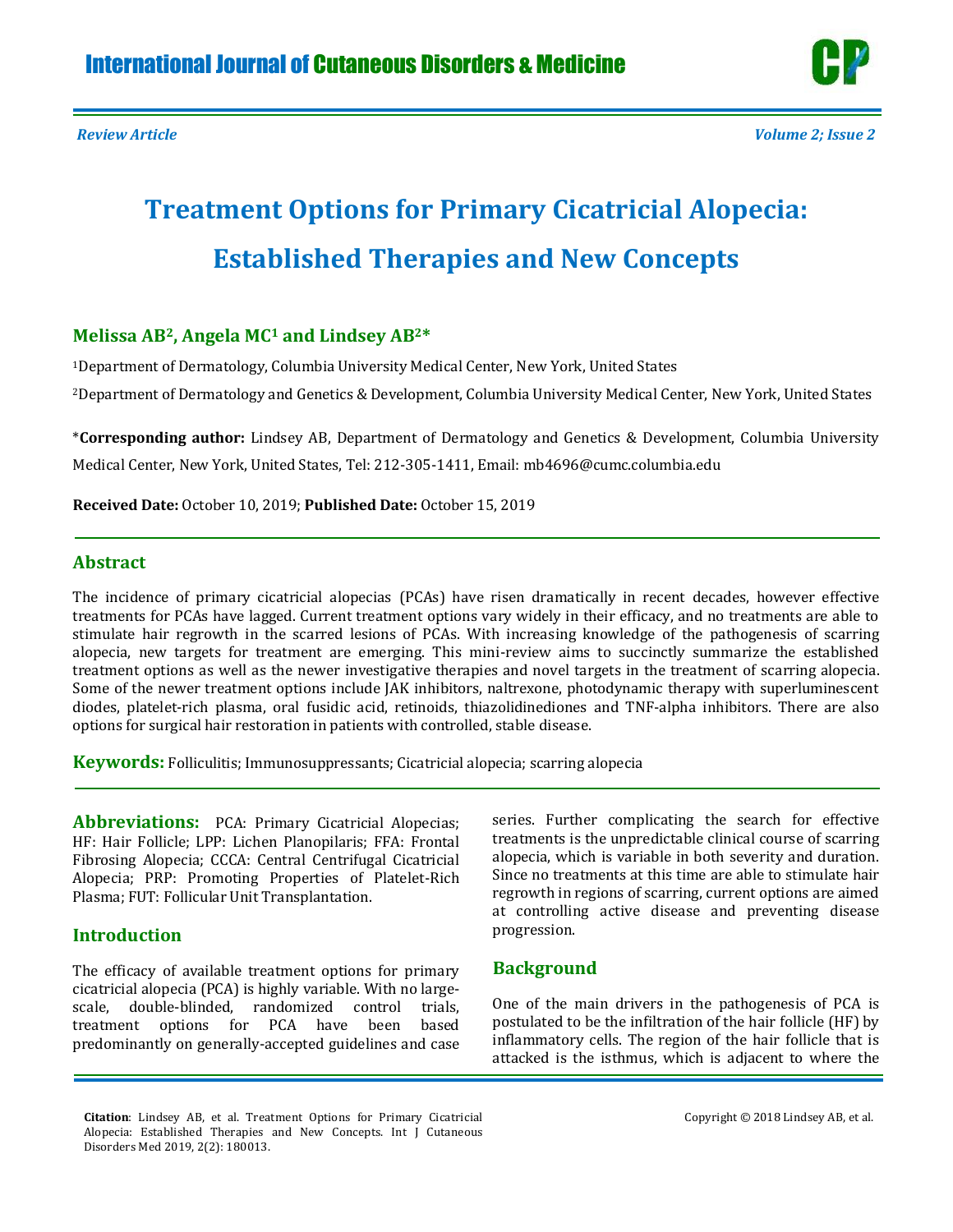# Treatment Options for Primary Cicatricial Alopecia: Established Therapies and New Concepts

**Melissa AB[2], Angela MC[1] and Lindsey AB[2]***

[1]Department of Dermatology, Columbia University Medical Center, New York, United States

[2]Department of Dermatology and Genetics & Development, Columbia University Medical Center, New York, United States

***Corresponding author:** Lindsey AB, Department of Dermatology and Genetics & Development, Columbia University Medical Center, New York, United States, Tel: 212-305-1411, Email: mb4696@cumc.columbia.edu

**Received Date:** October 10, 2019; **Published Date:** October 15, 2019

## Abstract

The incidence of primary cicatricial alopecias (PCAs) have risen dramatically in recent decades, however effective treatments for PCAs have lagged. Current treatment options vary widely in their efficacy, and no treatments are able to stimulate hair regrowth in the scarred lesions of PCAs. With increasing knowledge of the pathogenesis of scarring alopecia, new targets for treatment are emerging. This mini-review aims to succinctly summarize the established treatment options as well as the newer investigative therapies and novel targets in the treatment of scarring alopecia. Some of the newer treatment options include JAK inhibitors, naltrexone, photodynamic therapy with superluminescent diodes, platelet-rich plasma, oral fusidic acid, retinoids, thiazolidinediones and TNF-alpha inhibitors. There are also options for surgical hair restoration in patients with controlled, stable disease.

**Keywords:** Folliculitis; Immunosuppressants; Cicatricial alopecia; scarring alopecia

**Abbreviations:** PCA: Primary Cicatricial Alopecias; HF: Hair Follicle; LPP: Lichen Planopilaris; FFA: Frontal Fibrosing Alopecia; CCCA: Central Centrifugal Cicatricial Alopecia; PRP: Promoting Properties of Platelet-Rich Plasma; FUT: Follicular Unit Transplantation.

## Introduction

The efficacy of available treatment options for primary cicatricial alopecia (PCA) is highly variable. With no large-scale, double-blinded, randomized control trials, treatment options for PCA have been based predominantly on generally-accepted guidelines and case series. Further complicating the search for effective treatments is the unpredictable clinical course of scarring alopecia, which is variable in both severity and duration. Since no treatments at this time are able to stimulate hair regrowth in regions of scarring, current options are aimed at controlling active disease and preventing disease progression.

## Background

One of the main drivers in the pathogenesis of PCA is postulated to be the infiltration of the hair follicle (HF) by inflammatory cells. The region of the hair follicle that is attacked is the isthmus, which is adjacent to where the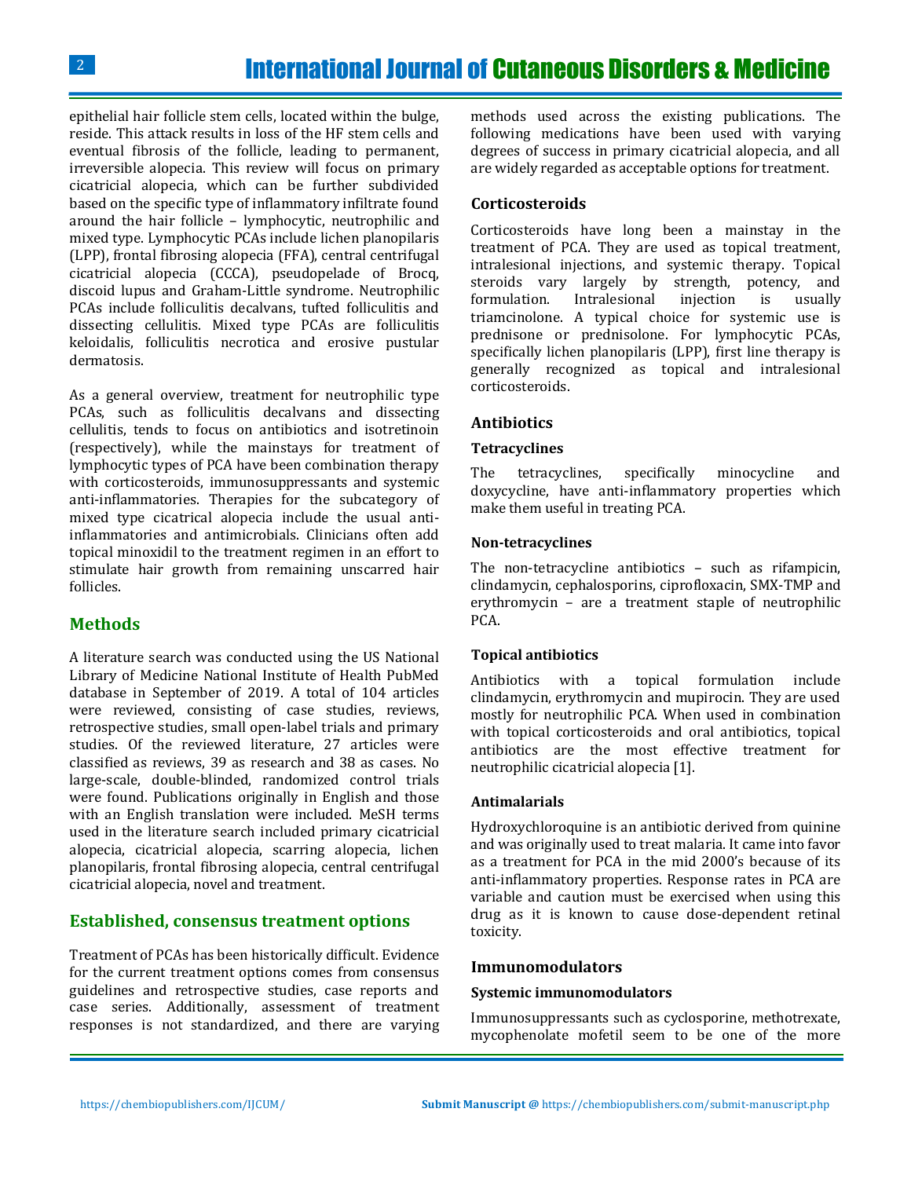epithelial hair follicle stem cells, located within the bulge, reside. This attack results in loss of the HF stem cells and eventual fibrosis of the follicle, leading to permanent, irreversible alopecia. This review will focus on primary cicatricial alopecia, which can be further subdivided based on the specific type of inflammatory infiltrate found around the hair follicle – lymphocytic, neutrophilic and mixed type. Lymphocytic PCAs include lichen planopilaris (LPP), frontal fibrosing alopecia (FFA), central centrifugal cicatricial alopecia (CCCA), pseudopelade of Brocq, discoid lupus and Graham-Little syndrome. Neutrophilic PCAs include folliculitis decalvans, tufted folliculitis and dissecting cellulitis. Mixed type PCAs are folliculitis keloidalis, folliculitis necrotica and erosive pustular dermatosis.

As a general overview, treatment for neutrophilic type PCAs, such as folliculitis decalvans and dissecting cellulitis, tends to focus on antibiotics and isotretinoin (respectively), while the mainstays for treatment of lymphocytic types of PCA have been combination therapy with corticosteroids, immunosuppressants and systemic anti-inflammatories. Therapies for the subcategory of mixed type cicatrical alopecia include the usual anti-inflammatories and antimicrobials. Clinicians often add topical minoxidil to the treatment regimen in an effort to stimulate hair growth from remaining unscarred hair follicles.

## Methods

A literature search was conducted using the US National Library of Medicine National Institute of Health PubMed database in September of 2019. A total of 104 articles were reviewed, consisting of case studies, reviews, retrospective studies, small open-label trials and primary studies. Of the reviewed literature, 27 articles were classified as reviews, 39 as research and 38 as cases. No large-scale, double-blinded, randomized control trials were found. Publications originally in English and those with an English translation were included. MeSH terms used in the literature search included primary cicatricial alopecia, cicatricial alopecia, scarring alopecia, lichen planopilaris, frontal fibrosing alopecia, central centrifugal cicatricial alopecia, novel and treatment.

## Established, consensus treatment options

Treatment of PCAs has been historically difficult. Evidence for the current treatment options comes from consensus guidelines and retrospective studies, case reports and case series. Additionally, assessment of treatment responses is not standardized, and there are varying methods used across the existing publications. The following medications have been used with varying degrees of success in primary cicatricial alopecia, and all are widely regarded as acceptable options for treatment.

### Corticosteroids

Corticosteroids have long been a mainstay in the treatment of PCA. They are used as topical treatment, intralesional injections, and systemic therapy. Topical steroids vary largely by strength, potency, and formulation. Intralesional injection is usually triamcinolone. A typical choice for systemic use is prednisone or prednisolone. For lymphocytic PCAs, specifically lichen planopilaris (LPP), first line therapy is generally recognized as topical and intralesional corticosteroids.

### Antibiotics

#### Tetracyclines

The tetracyclines, specifically minocycline and doxycycline, have anti-inflammatory properties which make them useful in treating PCA.

#### Non-tetracyclines

The non-tetracycline antibiotics – such as rifampicin, clindamycin, cephalosporins, ciprofloxacin, SMX-TMP and erythromycin – are a treatment staple of neutrophilic PCA.

#### Topical antibiotics

Antibiotics with a topical formulation include clindamycin, erythromycin and mupirocin. They are used mostly for neutrophilic PCA. When used in combination with topical corticosteroids and oral antibiotics, topical antibiotics are the most effective treatment for neutrophilic cicatricial alopecia [1].

#### Antimalarials

Hydroxychloroquine is an antibiotic derived from quinine and was originally used to treat malaria. It came into favor as a treatment for PCA in the mid 2000's because of its anti-inflammatory properties. Response rates in PCA are variable and caution must be exercised when using this drug as it is known to cause dose-dependent retinal toxicity.

### Immunomodulators

#### Systemic immunomodulators

Immunosuppressants such as cyclosporine, methotrexate, mycophenolate mofetil seem to be one of the more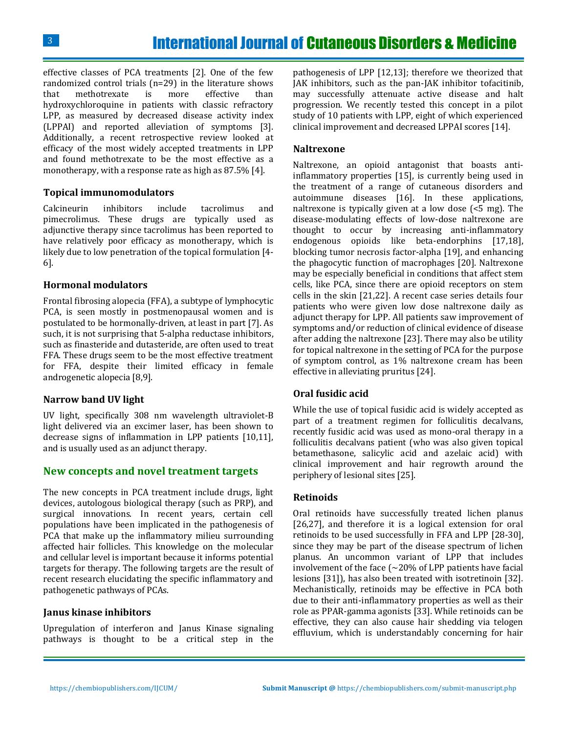effective classes of PCA treatments [2]. One of the few randomized control trials (n=29) in the literature shows that methotrexate is more effective than hydroxychloroquine in patients with classic refractory LPP, as measured by decreased disease activity index (LPPAI) and reported alleviation of symptoms [3]. Additionally, a recent retrospective review looked at efficacy of the most widely accepted treatments in LPP and found methotrexate to be the most effective as a monotherapy, with a response rate as high as 87.5% [4].

### Topical immunomodulators

Calcineurin inhibitors include tacrolimus and pimecrolimus. These drugs are typically used as adjunctive therapy since tacrolimus has been reported to have relatively poor efficacy as monotherapy, which is likely due to low penetration of the topical formulation [4-6].

### Hormonal modulators

Frontal fibrosing alopecia (FFA), a subtype of lymphocytic PCA, is seen mostly in postmenopausal women and is postulated to be hormonally-driven, at least in part [7]. As such, it is not surprising that 5-alpha reductase inhibitors, such as finasteride and dutasteride, are often used to treat FFA. These drugs seem to be the most effective treatment for FFA, despite their limited efficacy in female androgenetic alopecia [8,9].

### Narrow band UV light

UV light, specifically 308 nm wavelength ultraviolet-B light delivered via an excimer laser, has been shown to decrease signs of inflammation in LPP patients [10,11], and is usually used as an adjunct therapy.

## New concepts and novel treatment targets

The new concepts in PCA treatment include drugs, light devices, autologous biological therapy (such as PRP), and surgical innovations. In recent years, certain cell populations have been implicated in the pathogenesis of PCA that make up the inflammatory milieu surrounding affected hair follicles. This knowledge on the molecular and cellular level is important because it informs potential targets for therapy. The following targets are the result of recent research elucidating the specific inflammatory and pathogenetic pathways of PCAs.

### Janus kinase inhibitors

Upregulation of interferon and Janus Kinase signaling pathways is thought to be a critical step in the pathogenesis of LPP [12,13]; therefore we theorized that JAK inhibitors, such as the pan-JAK inhibitor tofacitinib, may successfully attenuate active disease and halt progression. We recently tested this concept in a pilot study of 10 patients with LPP, eight of which experienced clinical improvement and decreased LPPAI scores [14].

### Naltrexone

Naltrexone, an opioid antagonist that boasts anti-inflammatory properties [15], is currently being used in the treatment of a range of cutaneous disorders and autoimmune diseases [16]. In these applications, naltrexone is typically given at a low dose (<5 mg). The disease-modulating effects of low-dose naltrexone are thought to occur by increasing anti-inflammatory endogenous opioids like beta-endorphins [17,18], blocking tumor necrosis factor-alpha [19], and enhancing the phagocytic function of macrophages [20]. Naltrexone may be especially beneficial in conditions that affect stem cells, like PCA, since there are opioid receptors on stem cells in the skin [21,22]. A recent case series details four patients who were given low dose naltrexone daily as adjunct therapy for LPP. All patients saw improvement of symptoms and/or reduction of clinical evidence of disease after adding the naltrexone [23]. There may also be utility for topical naltrexone in the setting of PCA for the purpose of symptom control, as 1% naltrexone cream has been effective in alleviating pruritus [24].

### Oral fusidic acid

While the use of topical fusidic acid is widely accepted as part of a treatment regimen for folliculitis decalvans, recently fusidic acid was used as mono-oral therapy in a folliculitis decalvans patient (who was also given topical betamethasone, salicylic acid and azelaic acid) with clinical improvement and hair regrowth around the periphery of lesional sites [25].

### Retinoids

Oral retinoids have successfully treated lichen planus [26,27], and therefore it is a logical extension for oral retinoids to be used successfully in FFA and LPP [28-30], since they may be part of the disease spectrum of lichen planus. An uncommon variant of LPP that includes involvement of the face (~20% of LPP patients have facial lesions [31]), has also been treated with isotretinoin [32]. Mechanistically, retinoids may be effective in PCA both due to their anti-inflammatory properties as well as their role as PPAR-gamma agonists [33]. While retinoids can be effective, they can also cause hair shedding via telogen effluvium, which is understandably concerning for hair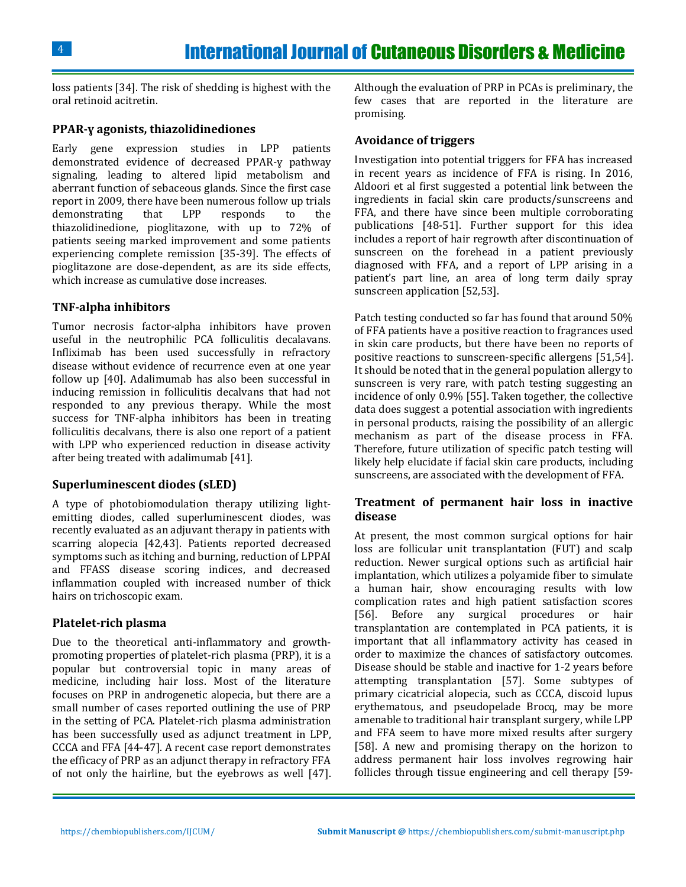loss patients [34]. The risk of shedding is highest with the oral retinoid acitretin.

### PPAR-ɣ agonists, thiazolidinediones

Early gene expression studies in LPP patients demonstrated evidence of decreased PPAR-ɣ pathway signaling, leading to altered lipid metabolism and aberrant function of sebaceous glands. Since the first case report in 2009, there have been numerous follow up trials demonstrating that LPP responds to the thiazolidinedione, pioglitazone, with up to 72% of patients seeing marked improvement and some patients experiencing complete remission [35-39]. The effects of pioglitazone are dose-dependent, as are its side effects, which increase as cumulative dose increases.

### TNF-alpha inhibitors

Tumor necrosis factor-alpha inhibitors have proven useful in the neutrophilic PCA folliculitis decalavans. Infliximab has been used successfully in refractory disease without evidence of recurrence even at one year follow up [40]. Adalimumab has also been successful in inducing remission in folliculitis decalvans that had not responded to any previous therapy. While the most success for TNF-alpha inhibitors has been in treating folliculitis decalvans, there is also one report of a patient with LPP who experienced reduction in disease activity after being treated with adalimumab [41].

### Superluminescent diodes (sLED)

A type of photobiomodulation therapy utilizing light-emitting diodes, called superluminescent diodes, was recently evaluated as an adjuvant therapy in patients with scarring alopecia [42,43]. Patients reported decreased symptoms such as itching and burning, reduction of LPPAI and FFASS disease scoring indices, and decreased inflammation coupled with increased number of thick hairs on trichoscopic exam.

### Platelet-rich plasma

Due to the theoretical anti-inflammatory and growth-promoting properties of platelet-rich plasma (PRP), it is a popular but controversial topic in many areas of medicine, including hair loss. Most of the literature focuses on PRP in androgenetic alopecia, but there are a small number of cases reported outlining the use of PRP in the setting of PCA. Platelet-rich plasma administration has been successfully used as adjunct treatment in LPP, CCCA and FFA [44-47]. A recent case report demonstrates the efficacy of PRP as an adjunct therapy in refractory FFA of not only the hairline, but the eyebrows as well [47]. Although the evaluation of PRP in PCAs is preliminary, the few cases that are reported in the literature are promising.

### Avoidance of triggers

Investigation into potential triggers for FFA has increased in recent years as incidence of FFA is rising. In 2016, Aldoori et al first suggested a potential link between the ingredients in facial skin care products/sunscreens and FFA, and there have since been multiple corroborating publications [48-51]. Further support for this idea includes a report of hair regrowth after discontinuation of sunscreen on the forehead in a patient previously diagnosed with FFA, and a report of LPP arising in a patient's part line, an area of long term daily spray sunscreen application [52,53].

Patch testing conducted so far has found that around 50% of FFA patients have a positive reaction to fragrances used in skin care products, but there have been no reports of positive reactions to sunscreen-specific allergens [51,54]. It should be noted that in the general population allergy to sunscreen is very rare, with patch testing suggesting an incidence of only 0.9% [55]. Taken together, the collective data does suggest a potential association with ingredients in personal products, raising the possibility of an allergic mechanism as part of the disease process in FFA. Therefore, future utilization of specific patch testing will likely help elucidate if facial skin care products, including sunscreens, are associated with the development of FFA.

### Treatment of permanent hair loss in inactive disease

At present, the most common surgical options for hair loss are follicular unit transplantation (FUT) and scalp reduction. Newer surgical options such as artificial hair implantation, which utilizes a polyamide fiber to simulate a human hair, show encouraging results with low complication rates and high patient satisfaction scores [56]. Before any surgical procedures or hair transplantation are contemplated in PCA patients, it is important that all inflammatory activity has ceased in order to maximize the chances of satisfactory outcomes. Disease should be stable and inactive for 1-2 years before attempting transplantation [57]. Some subtypes of primary cicatricial alopecia, such as CCCA, discoid lupus erythematous, and pseudopelade Brocq, may be more amenable to traditional hair transplant surgery, while LPP and FFA seem to have more mixed results after surgery [58]. A new and promising therapy on the horizon to address permanent hair loss involves regrowing hair follicles through tissue engineering and cell therapy [59-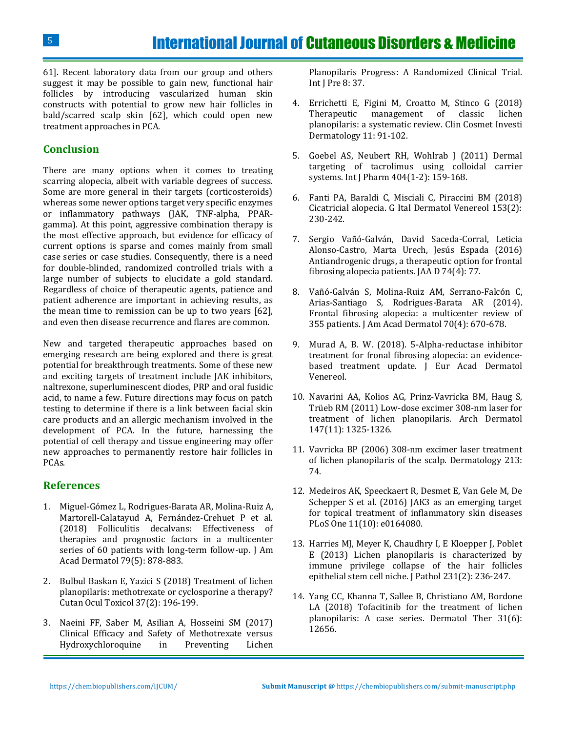61]. Recent laboratory data from our group and others suggest it may be possible to gain new, functional hair follicles by introducing vascularized human skin constructs with potential to grow new hair follicles in bald/scarred scalp skin [62], which could open new treatment approaches in PCA.

## Conclusion

There are many options when it comes to treating scarring alopecia, albeit with variable degrees of success. Some are more general in their targets (corticosteroids) whereas some newer options target very specific enzymes or inflammatory pathways (JAK, TNF-alpha, PPAR-gamma). At this point, aggressive combination therapy is the most effective approach, but evidence for efficacy of current options is sparse and comes mainly from small case series or case studies. Consequently, there is a need for double-blinded, randomized controlled trials with a large number of subjects to elucidate a gold standard. Regardless of choice of therapeutic agents, patience and patient adherence are important in achieving results, as the mean time to remission can be up to two years [62], and even then disease recurrence and flares are common.

New and targeted therapeutic approaches based on emerging research are being explored and there is great potential for breakthrough treatments. Some of these new and exciting targets of treatment include JAK inhibitors, naltrexone, superluminescent diodes, PRP and oral fusidic acid, to name a few. Future directions may focus on patch testing to determine if there is a link between facial skin care products and an allergic mechanism involved in the development of PCA. In the future, harnessing the potential of cell therapy and tissue engineering may offer new approaches to permanently restore hair follicles in PCAs.

## References

1. Miguel-Gómez L, Rodrigues-Barata AR, Molina-Ruiz A, Martorell-Calatayud A, Fernández-Crehuet P et al. (2018) Folliculitis decalvans: Effectiveness of therapies and prognostic factors in a multicenter series of 60 patients with long-term follow-up. J Am Acad Dermatol 79(5): 878-883.

2. Bulbul Baskan E, Yazici S (2018) Treatment of lichen planopilaris: methotrexate or cyclosporine a therapy? Cutan Ocul Toxicol 37(2): 196-199.

3. Naeini FF, Saber M, Asilian A, Hosseini SM (2017) Clinical Efficacy and Safety of Methotrexate versus Hydroxychloroquine in Preventing Lichen Planopilaris Progress: A Randomized Clinical Trial. Int J Pre 8: 37.

4. Errichetti E, Figini M, Croatto M, Stinco G (2018) Therapeutic management of classic lichen planopilaris: a systematic review. Clin Cosmet Investi Dermatology 11: 91-102.

5. Goebel AS, Neubert RH, Wohlrab J (2011) Dermal targeting of tacrolimus using colloidal carrier systems. Int J Pharm 404(1-2): 159-168.

6. Fanti PA, Baraldi C, Misciali C, Piraccini BM (2018) Cicatricial alopecia. G Ital Dermatol Venereol 153(2): 230-242.

7. Sergio Vañó-Galván, David Saceda-Corral, Leticia Alonso-Castro, Marta Urech, Jesús Espada (2016) Antiandrogenic drugs, a therapeutic option for frontal fibrosing alopecia patients. JAA D 74(4): 77.

8. Vañó-Galván S, Molina-Ruiz AM, Serrano-Falcón C, Arias-Santiago S, Rodrigues-Barata AR (2014). Frontal fibrosing alopecia: a multicenter review of 355 patients. J Am Acad Dermatol 70(4): 670-678.

9. Murad A, B. W. (2018). 5-Alpha-reductase inhibitor treatment for fronal fibrosing alopecia: an evidence-based treatment update. J Eur Acad Dermatol Venereol.

10. Navarini AA, Kolios AG, Prinz-Vavricka BM, Haug S, Trüeb RM (2011) Low-dose excimer 308-nm laser for treatment of lichen planopilaris. Arch Dermatol 147(11): 1325-1326.

11. Vavricka BP (2006) 308-nm excimer laser treatment of lichen planopilaris of the scalp. Dermatology 213: 74.

12. Medeiros AK, Speeckaert R, Desmet E, Van Gele M, De Schepper S et al. (2016) JAK3 as an emerging target for topical treatment of inflammatory skin diseases PLoS One 11(10): e0164080.

13. Harries MJ, Meyer K, Chaudhry I, E Kloepper J, Poblet E (2013) Lichen planopilaris is characterized by immune privilege collapse of the hair follicles epithelial stem cell niche. J Pathol 231(2): 236-247.

14. Yang CC, Khanna T, Sallee B, Christiano AM, Bordone LA (2018) Tofacitinib for the treatment of lichen planopilaris: A case series. Dermatol Ther 31(6): 12656.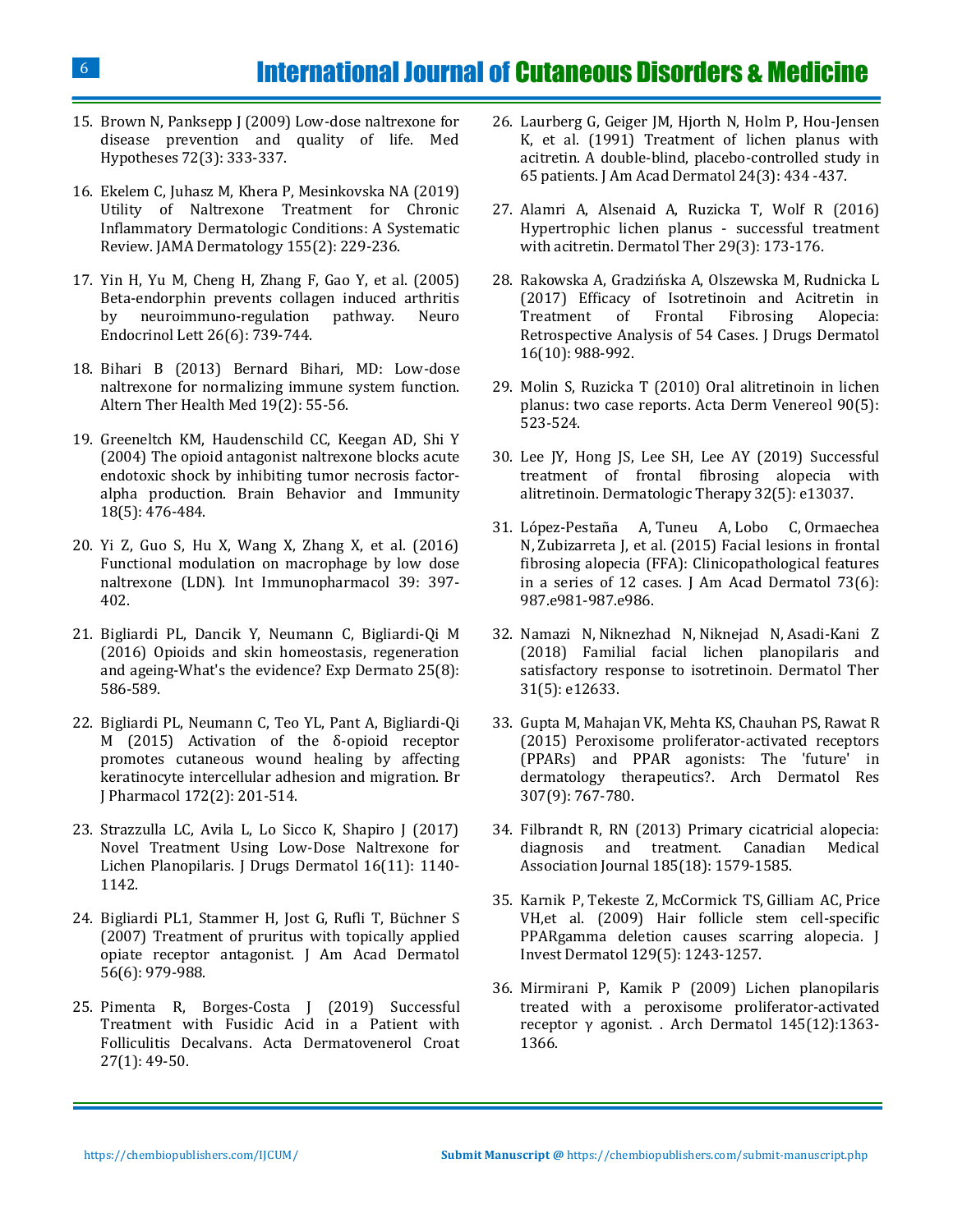15. Brown N, Panksepp J (2009) Low-dose naltrexone for disease prevention and quality of life. Med Hypotheses 72(3): 333-337.

16. Ekelem C, Juhasz M, Khera P, Mesinkovska NA (2019) Utility of Naltrexone Treatment for Chronic Inflammatory Dermatologic Conditions: A Systematic Review. JAMA Dermatology 155(2): 229-236.

17. Yin H, Yu M, Cheng H, Zhang F, Gao Y, et al. (2005) Beta-endorphin prevents collagen induced arthritis by neuroimmuno-regulation pathway. Neuro Endocrinol Lett 26(6): 739-744.

18. Bihari B (2013) Bernard Bihari, MD: Low-dose naltrexone for normalizing immune system function. Altern Ther Health Med 19(2): 55-56.

19. Greeneltch KM, Haudenschild CC, Keegan AD, Shi Y (2004) The opioid antagonist naltrexone blocks acute endotoxic shock by inhibiting tumor necrosis factor-alpha production. Brain Behavior and Immunity 18(5): 476-484.

20. Yi Z, Guo S, Hu X, Wang X, Zhang X, et al. (2016) Functional modulation on macrophage by low dose naltrexone (LDN). Int Immunopharmacol 39: 397-402.

21. Bigliardi PL, Dancik Y, Neumann C, Bigliardi-Qi M (2016) Opioids and skin homeostasis, regeneration and ageing-What's the evidence? Exp Dermato 25(8): 586-589.

22. Bigliardi PL, Neumann C, Teo YL, Pant A, Bigliardi-Qi M (2015) Activation of the δ-opioid receptor promotes cutaneous wound healing by affecting keratinocyte intercellular adhesion and migration. Br J Pharmacol 172(2): 201-514.

23. Strazzulla LC, Avila L, Lo Sicco K, Shapiro J (2017) Novel Treatment Using Low-Dose Naltrexone for Lichen Planopilaris. J Drugs Dermatol 16(11): 1140-1142.

24. Bigliardi PL1, Stammer H, Jost G, Rufli T, Büchner S (2007) Treatment of pruritus with topically applied opiate receptor antagonist. J Am Acad Dermatol 56(6): 979-988.

25. Pimenta R, Borges-Costa J (2019) Successful Treatment with Fusidic Acid in a Patient with Folliculitis Decalvans. Acta Dermatovenerol Croat 27(1): 49-50.

26. Laurberg G, Geiger JM, Hjorth N, Holm P, Hou-Jensen K, et al. (1991) Treatment of lichen planus with acitretin. A double-blind, placebo-controlled study in 65 patients. J Am Acad Dermatol 24(3): 434 -437.

27. Alamri A, Alsenaid A, Ruzicka T, Wolf R (2016) Hypertrophic lichen planus - successful treatment with acitretin. Dermatol Ther 29(3): 173-176.

28. Rakowska A, Gradzińska A, Olszewska M, Rudnicka L (2017) Efficacy of Isotretinoin and Acitretin in Treatment of Frontal Fibrosing Alopecia: Retrospective Analysis of 54 Cases. J Drugs Dermatol 16(10): 988-992.

29. Molin S, Ruzicka T (2010) Oral alitretinoin in lichen planus: two case reports. Acta Derm Venereol 90(5): 523-524.

30. Lee JY, Hong JS, Lee SH, Lee AY (2019) Successful treatment of frontal fibrosing alopecia with alitretinoin. Dermatologic Therapy 32(5): e13037.

31. López-Pestaña A, Tuneu A, Lobo C, Ormaechea N, Zubizarreta J, et al. (2015) Facial lesions in frontal fibrosing alopecia (FFA): Clinicopathological features in a series of 12 cases. J Am Acad Dermatol 73(6): 987.e981-987.e986.

32. Namazi N, Niknezhad N, Niknejad N, Asadi-Kani Z (2018) Familial facial lichen planopilaris and satisfactory response to isotretinoin. Dermatol Ther 31(5): e12633.

33. Gupta M, Mahajan VK, Mehta KS, Chauhan PS, Rawat R (2015) Peroxisome proliferator-activated receptors (PPARs) and PPAR agonists: The 'future' in dermatology therapeutics?. Arch Dermatol Res 307(9): 767-780.

34. Filbrandt R, RN (2013) Primary cicatricial alopecia: diagnosis and treatment. Canadian Medical Association Journal 185(18): 1579-1585.

35. Karnik P, Tekeste Z, McCormick TS, Gilliam AC, Price VH,et al. (2009) Hair follicle stem cell-specific PPARgamma deletion causes scarring alopecia. J Invest Dermatol 129(5): 1243-1257.

36. Mirmirani P, Kamik P (2009) Lichen planopilaris treated with a peroxisome proliferator-activated receptor γ agonist. . Arch Dermatol 145(12):1363-1366.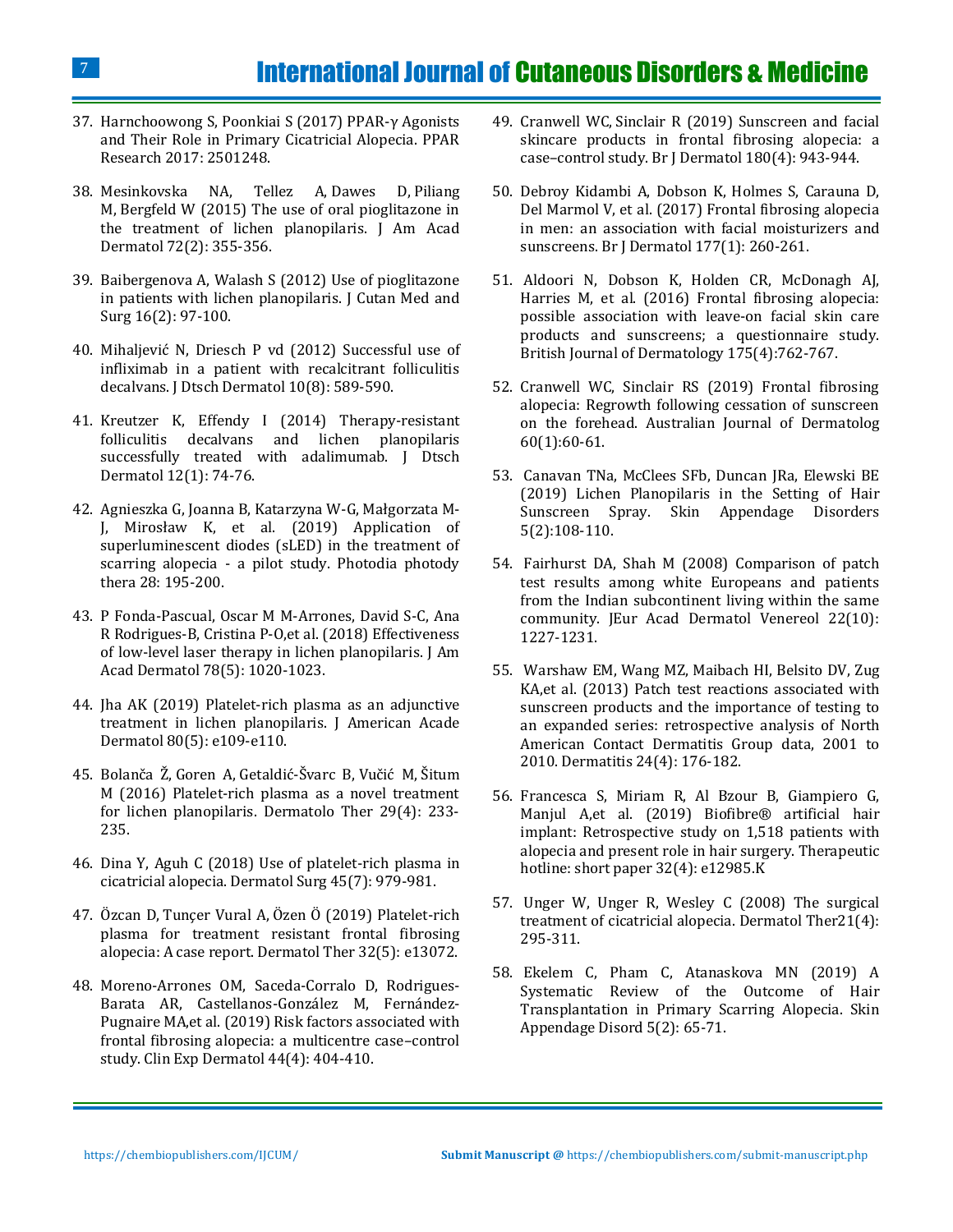37. Harnchoowong S, Poonkiai S (2017) PPAR-γ Agonists and Their Role in Primary Cicatricial Alopecia. PPAR Research 2017: 2501248.

38. Mesinkovska NA, Tellez A, Dawes D, Piliang M, Bergfeld W (2015) The use of oral pioglitazone in the treatment of lichen planopilaris. J Am Acad Dermatol 72(2): 355-356.

39. Baibergenova A, Walash S (2012) Use of pioglitazone in patients with lichen planopilaris. J Cutan Med and Surg 16(2): 97-100.

40. Mihaljević N, Driesch P vd (2012) Successful use of infliximab in a patient with recalcitrant folliculitis decalvans. J Dtsch Dermatol 10(8): 589-590.

41. Kreutzer K, Effendy I (2014) Therapy-resistant folliculitis decalvans and lichen planopilaris successfully treated with adalimumab. J Dtsch Dermatol 12(1): 74-76.

42. Agnieszka G, Joanna B, Katarzyna W-G, Małgorzata M-J, Mirosław K, et al. (2019) Application of superluminescent diodes (sLED) in the treatment of scarring alopecia - a pilot study. Photodia photody thera 28: 195-200.

43. P Fonda-Pascual, Oscar M M-Arrones, David S-C, Ana R Rodrigues-B, Cristina P-O,et al. (2018) Effectiveness of low-level laser therapy in lichen planopilaris. J Am Acad Dermatol 78(5): 1020-1023.

44. Jha AK (2019) Platelet-rich plasma as an adjunctive treatment in lichen planopilaris. J American Acade Dermatol 80(5): e109-e110.

45. Bolanča Ž, Goren A, Getaldić-Švarc B, Vučić M, Šitum M (2016) Platelet-rich plasma as a novel treatment for lichen planopilaris. Dermatolo Ther 29(4): 233-235.

46. Dina Y, Aguh C (2018) Use of platelet-rich plasma in cicatricial alopecia. Dermatol Surg 45(7): 979-981.

47. Özcan D, Tunçer Vural A, Özen Ö (2019) Platelet-rich plasma for treatment resistant frontal fibrosing alopecia: A case report. Dermatol Ther 32(5): e13072.

48. Moreno-Arrones OM, Saceda-Corralo D, Rodrigues-Barata AR, Castellanos-González M, Fernández-Pugnaire MA,et al. (2019) Risk factors associated with frontal fibrosing alopecia: a multicentre case–control study. Clin Exp Dermatol 44(4): 404-410.

49. Cranwell WC, Sinclair R (2019) Sunscreen and facial skincare products in frontal fibrosing alopecia: a case–control study. Br J Dermatol 180(4): 943-944.

50. Debroy Kidambi A, Dobson K, Holmes S, Carauna D, Del Marmol V, et al. (2017) Frontal fibrosing alopecia in men: an association with facial moisturizers and sunscreens. Br J Dermatol 177(1): 260-261.

51. Aldoori N, Dobson K, Holden CR, McDonagh AJ, Harries M, et al. (2016) Frontal fibrosing alopecia: possible association with leave-on facial skin care products and sunscreens; a questionnaire study. British Journal of Dermatology 175(4):762-767.

52. Cranwell WC, Sinclair RS (2019) Frontal fibrosing alopecia: Regrowth following cessation of sunscreen on the forehead. Australian Journal of Dermatolog 60(1):60-61.

53. Canavan TNa, McClees SFb, Duncan JRa, Elewski BE (2019) Lichen Planopilaris in the Setting of Hair Sunscreen Spray. Skin Appendage Disorders 5(2):108-110.

54. Fairhurst DA, Shah M (2008) Comparison of patch test results among white Europeans and patients from the Indian subcontinent living within the same community. JEur Acad Dermatol Venereol 22(10): 1227-1231.

55. Warshaw EM, Wang MZ, Maibach HI, Belsito DV, Zug KA,et al. (2013) Patch test reactions associated with sunscreen products and the importance of testing to an expanded series: retrospective analysis of North American Contact Dermatitis Group data, 2001 to 2010. Dermatitis 24(4): 176-182.

56. Francesca S, Miriam R, Al Bzour B, Giampiero G, Manjul A,et al. (2019) Biofibre® artificial hair implant: Retrospective study on 1,518 patients with alopecia and present role in hair surgery. Therapeutic hotline: short paper 32(4): e12985.K

57. Unger W, Unger R, Wesley C (2008) The surgical treatment of cicatricial alopecia. Dermatol Ther21(4): 295-311.

58. Ekelem C, Pham C, Atanaskova MN (2019) A Systematic Review of the Outcome of Hair Transplantation in Primary Scarring Alopecia. Skin Appendage Disord 5(2): 65-71.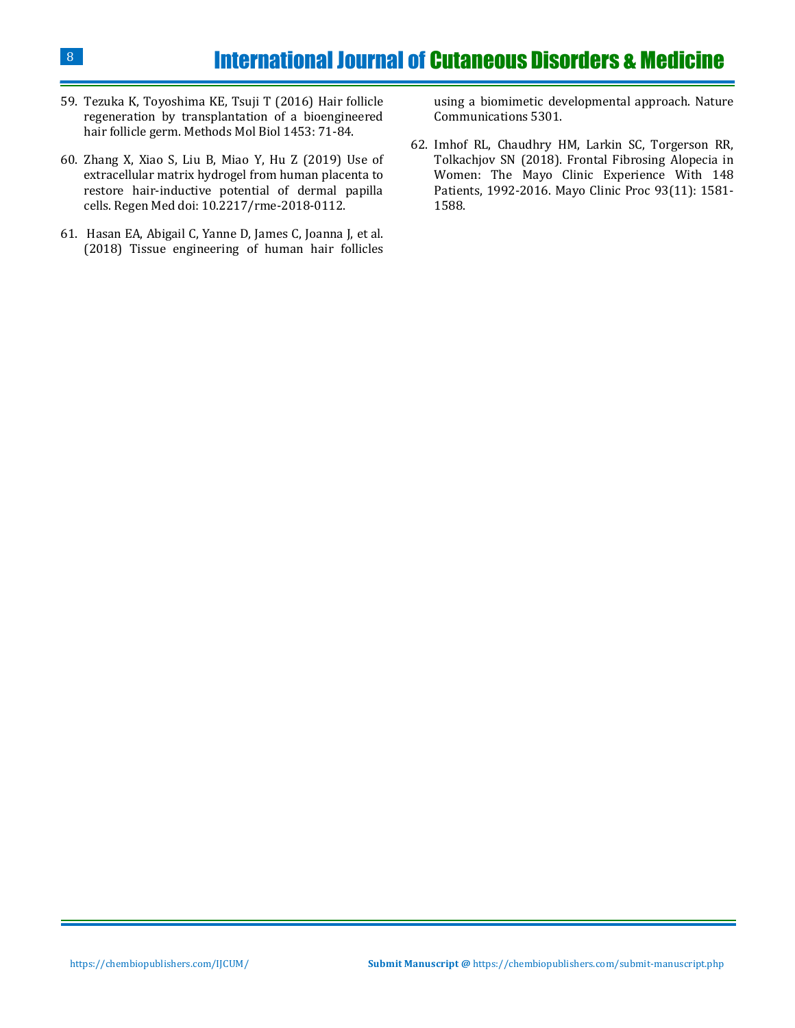59. Tezuka K, Toyoshima KE, Tsuji T (2016) Hair follicle regeneration by transplantation of a bioengineered hair follicle germ. Methods Mol Biol 1453: 71-84.

60. Zhang X, Xiao S, Liu B, Miao Y, Hu Z (2019) Use of extracellular matrix hydrogel from human placenta to restore hair-inductive potential of dermal papilla cells. Regen Med doi: 10.2217/rme-2018-0112.

61. Hasan EA, Abigail C, Yanne D, James C, Joanna J, et al. (2018) Tissue engineering of human hair follicles using a biomimetic developmental approach. Nature Communications 5301.

62. Imhof RL, Chaudhry HM, Larkin SC, Torgerson RR, Tolkachjov SN (2018). Frontal Fibrosing Alopecia in Women: The Mayo Clinic Experience With 148 Patients, 1992-2016. Mayo Clinic Proc 93(11): 1581-1588.